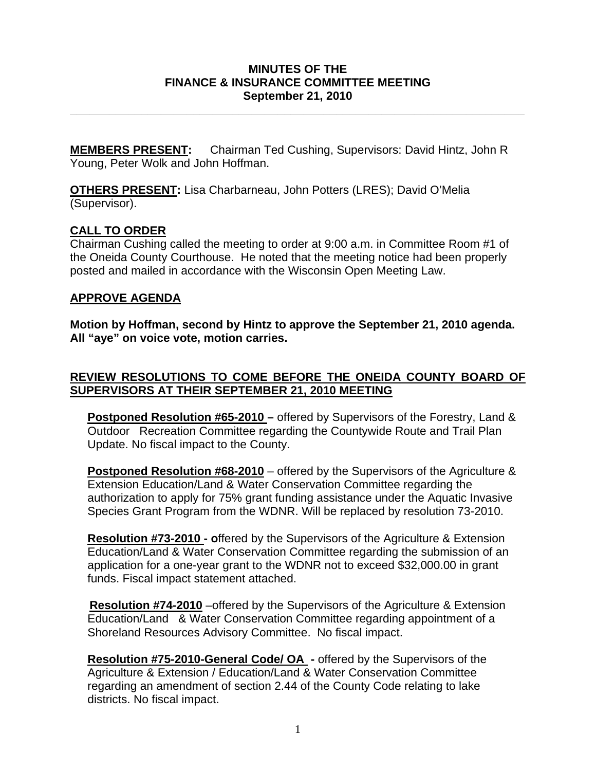**MINUTES OF THE**
**FINANCE & INSURANCE COMMITTEE MEETING**
**September 21, 2010**

---

**MEMBERS PRESENT:** Chairman Ted Cushing, Supervisors: David Hintz, John R Young, Peter Wolk and John Hoffman.

**OTHERS PRESENT:** Lisa Charbarneau, John Potters (LRES); David O'Melia (Supervisor).

## CALL TO ORDER

Chairman Cushing called the meeting to order at 9:00 a.m. in Committee Room #1 of the Oneida County Courthouse. He noted that the meeting notice had been properly posted and mailed in accordance with the Wisconsin Open Meeting Law.

## APPROVE AGENDA

**Motion by Hoffman, second by Hintz to approve the September 21, 2010 agenda. All "aye" on voice vote, motion carries.**

## REVIEW RESOLUTIONS TO COME BEFORE THE ONEIDA COUNTY BOARD OF SUPERVISORS AT THEIR SEPTEMBER 21, 2010 MEETING

**Postponed Resolution #65-2010 –** offered by Supervisors of the Forestry, Land & Outdoor Recreation Committee regarding the Countywide Route and Trail Plan Update. No fiscal impact to the County.

**Postponed Resolution #68-2010** – offered by the Supervisors of the Agriculture & Extension Education/Land & Water Conservation Committee regarding the authorization to apply for 75% grant funding assistance under the Aquatic Invasive Species Grant Program from the WDNR. Will be replaced by resolution 73-2010.

**Resolution #73-2010 - o**ffered by the Supervisors of the Agriculture & Extension Education/Land & Water Conservation Committee regarding the submission of an application for a one-year grant to the WDNR not to exceed $32,000.00 in grant funds. Fiscal impact statement attached.

**Resolution #74-2010** –offered by the Supervisors of the Agriculture & Extension Education/Land & Water Conservation Committee regarding appointment of a Shoreland Resources Advisory Committee. No fiscal impact.

**Resolution #75-2010-General Code/ OA -** offered by the Supervisors of the Agriculture & Extension / Education/Land & Water Conservation Committee regarding an amendment of section 2.44 of the County Code relating to lake districts. No fiscal impact.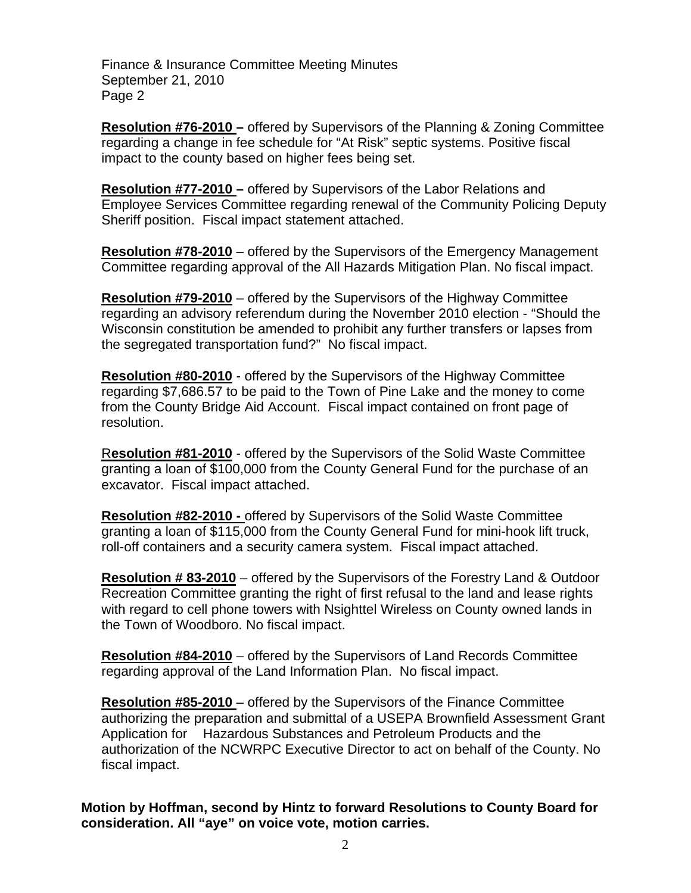**Resolution #76-2010 –** offered by Supervisors of the Planning & Zoning Committee regarding a change in fee schedule for "At Risk" septic systems. Positive fiscal impact to the county based on higher fees being set.

**Resolution #77-2010 –** offered by Supervisors of the Labor Relations and Employee Services Committee regarding renewal of the Community Policing Deputy Sheriff position. Fiscal impact statement attached.

**Resolution #78-2010** – offered by the Supervisors of the Emergency Management Committee regarding approval of the All Hazards Mitigation Plan. No fiscal impact.

**Resolution #79-2010** – offered by the Supervisors of the Highway Committee regarding an advisory referendum during the November 2010 election - "Should the Wisconsin constitution be amended to prohibit any further transfers or lapses from the segregated transportation fund?" No fiscal impact.

**Resolution #80-2010** - offered by the Supervisors of the Highway Committee regarding $7,686.57 to be paid to the Town of Pine Lake and the money to come from the County Bridge Aid Account. Fiscal impact contained on front page of resolution.

R**esolution #81-2010** - offered by the Supervisors of the Solid Waste Committee granting a loan of $100,000 from the County General Fund for the purchase of an excavator. Fiscal impact attached.

**Resolution #82-2010 -** offered by Supervisors of the Solid Waste Committee granting a loan of $115,000 from the County General Fund for mini-hook lift truck, roll-off containers and a security camera system. Fiscal impact attached.

**Resolution # 83-2010** – offered by the Supervisors of the Forestry Land & Outdoor Recreation Committee granting the right of first refusal to the land and lease rights with regard to cell phone towers with Nsighttel Wireless on County owned lands in the Town of Woodboro. No fiscal impact.

**Resolution #84-2010** – offered by the Supervisors of Land Records Committee regarding approval of the Land Information Plan. No fiscal impact.

**Resolution #85-2010** – offered by the Supervisors of the Finance Committee authorizing the preparation and submittal of a USEPA Brownfield Assessment Grant Application for Hazardous Substances and Petroleum Products and the authorization of the NCWRPC Executive Director to act on behalf of the County. No fiscal impact.

**Motion by Hoffman, second by Hintz to forward Resolutions to County Board for consideration. All "aye" on voice vote, motion carries.**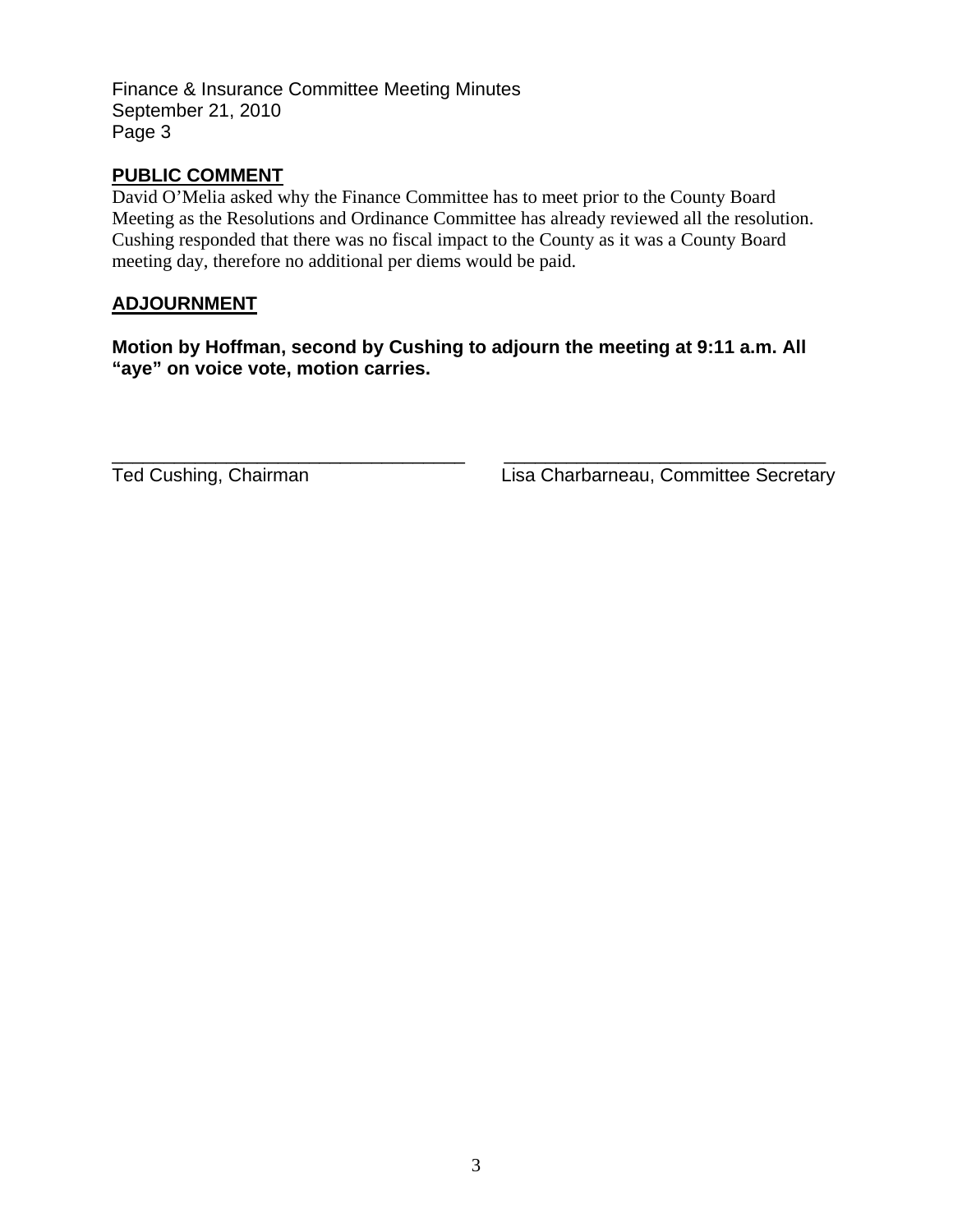## PUBLIC COMMENT

David O'Melia asked why the Finance Committee has to meet prior to the County Board Meeting as the Resolutions and Ordinance Committee has already reviewed all the resolution. Cushing responded that there was no fiscal impact to the County as it was a County Board meeting day, therefore no additional per diems would be paid.

## ADJOURNMENT

**Motion by Hoffman, second by Cushing to adjourn the meeting at 9:11 a.m. All "aye" on voice vote, motion carries.**

_________________________________ _________________________________

Ted Cushing, Chairman Lisa Charbarneau, Committee Secretary